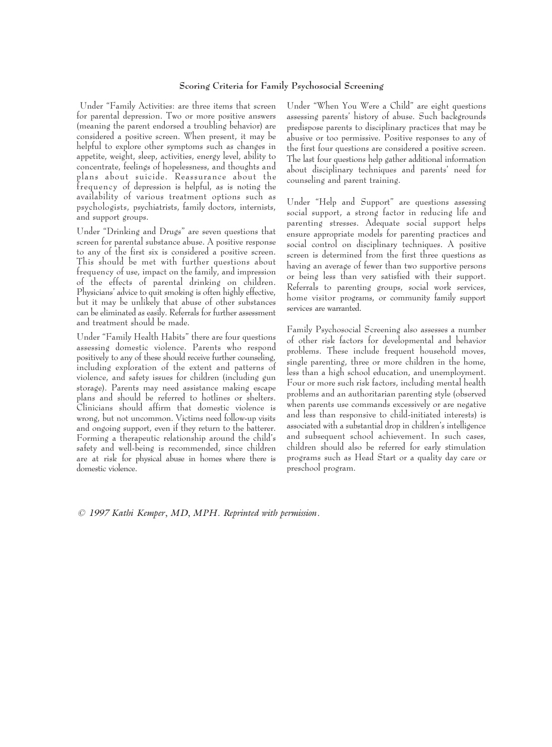## Scoring Criteria for Family Psychosocial Screening

Under "Family Activities: are three items that screen for parental depression. Two or more positive answers (meaning the parent endorsed a troubling behavior) are considered a positive screen. When present, it may be helpful to explore other symptoms such as changes in appetite, weight, sleep, activities, energy level, ability to concentrate, feelings of hopelessness, and thoughts and plans about suicide. Reassurance about the frequency of depression is helpful, as is noting the availability of various treatment options such as psychologists, psychiatrists, family doctors, internists, and support groups.

Under "Drinking and Drugs" are seven questions that screen for parental substance abuse. A positive response to any of the first six is considered a positive screen. This should be met with further questions about frequency of use, impact on the family, and impression of the effects of parental drinking on children. Physicians' advice to quit smoking is often highly effective, but it may be unlikely that abuse of other substances can be eliminated as easily. Referrals for further assessment and treatment should be made.

Under "Family Health Habits" there are four questions assessing domestic violence. Parents who respond positively to any of these should receive further counseling, including exploration of the extent and patterns of violence, and safety issues for children (including gun storage). Parents may need assistance making escape plans and should be referred to hotlines or shelters. Clinicians should affirm that domestic violence is wrong, but not uncommon. Victims need follow-up visits and ongoing support, even if they return to the batterer. Forming a therapeutic relationship around the child's safety and well-being is recommended, since children are at risk for physical abuse in homes where there is domestic violence.

Under "When You Were a Child" are eight questions assessing parents' history of abuse. Such backgrounds predispose parents to disciplinary practices that may be abusive or too permissive. Positive responses to any of the first four questions are considered a positive screen. The last four questions help gather additional information about disciplinary techniques and parents' need for counseling and parent training.

Under "Help and Support" are questions assessing social support, a strong factor in reducing life and parenting stresses. Adequate social support helps ensure appropriate models for parenting practices and social control on disciplinary techniques. A positive screen is determined from the first three questions as having an average of fewer than two supportive persons or being less than very satisfied with their support. Referrals to parenting groups, social work services, home visitor programs, or community family support services are warranted.

Family Psychosocial Screening also assesses a number of other risk factors for developmental and behavior problems. These include frequent household moves, single parenting, three or more children in the home, less than a high school education, and unemployment. Four or more such risk factors, including mental health problems and an authoritarian parenting style (observed when parents use commands excessively or are negative and less than responsive to child-initiated interests) is associated with a substantial drop in children's intelligence and subsequent school achievement. In such cases, children should also be referred for early stimulation programs such as Head Start or a quality day care or preschool program.

*© 1997 Kathi Kemper, MD, MPH. Reprinted with permission.*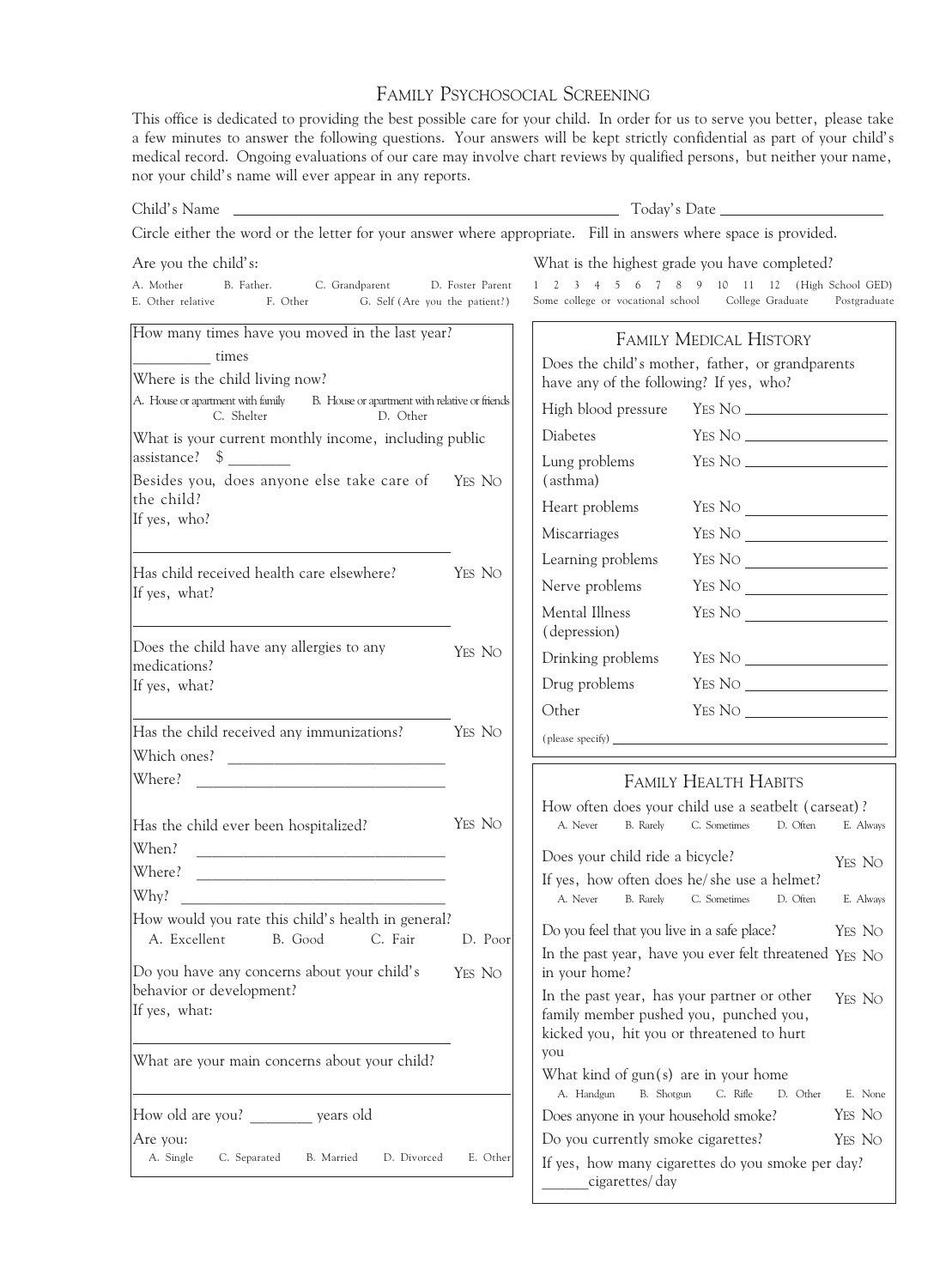# Family Psychosocial Screening

This office is dedicated to providing the best possible care for your child. In order for us to serve you better, please take a few minutes to answer the following questions. Your answers will be kept strictly confidential as part of your child's medical record. Ongoing evaluations of our care may involve chart reviews by qualified persons, but neither your name, nor your child's name will ever appear in any reports.

Child's Name ____________________________ Today's Date ____________________

Circle either the word or the letter for your answer where appropriate. Fill in answers where space is provided.

Are you the child's:

A. Mother B. Father. C. Grandparent D. Foster Parent
E. Other relative F. Other G. Self (Are you the patient?)

What is the highest grade you have completed?

1 2 3 4 5 6 7 8 9 10 11 12 (High School GED)
Some college or vocational school College Graduate Postgraduate

How many times have you moved in the last year?

__________ times

Where is the child living now?

A. House or apartment with family B. House or apartment with relative or friends C. Shelter D. Other

What is your current monthly income, including public assistance? $ ________

Besides you, does anyone else take care of the child? YES NO

If yes, who?

______________________________

Has child received health care elsewhere? YES NO

If yes, what?

______________________________

Does the child have any allergies to any medications? YES NO

If yes, what?

______________________________

Has the child received any immunizations? YES NO

Which ones? ______________________________

Where? ______________________________

Has the child ever been hospitalized? YES NO

When? ______________________________

Where? ______________________________

Why? ______________________________

How would you rate this child's health in general?

A. Excellent B. Good C. Fair D. Poor

Do you have any concerns about your child's behavior or development? YES NO

If yes, what:

______________________________

What are your main concerns about your child?

______________________________

How old are you? ________ years old

Are you:

A. Single C. Separated B. Married D. Divorced E. Other

## Family Medical History

Does the child's mother, father, or grandparents have any of the following? If yes, who?

| Condition | | |
|---|---|---|
| High blood pressure | YES NO | ____________ |
| Diabetes | YES NO | ____________ |
| Lung problems (asthma) | YES NO | ____________ |
| Heart problems | YES NO | ____________ |
| Miscarriages | YES NO | ____________ |
| Learning problems | YES NO | ____________ |
| Nerve problems | YES NO | ____________ |
| Mental Illness (depression) | YES NO | ____________ |
| Drinking problems | YES NO | ____________ |
| Drug problems | YES NO | ____________ |
| Other | YES NO | ____________ |

(please specify) ______________________________

## Family Health Habits

How often does your child use a seatbelt (carseat)?

A. Never B. Rarely C. Sometimes D. Often E. Always

Does your child ride a bicycle? YES NO

If yes, how often does he/she use a helmet?

A. Never B. Rarely C. Sometimes D. Often E. Always

Do you feel that you live in a safe place? YES NO

In the past year, have you ever felt threatened in your home? YES NO

In the past year, has your partner or other family member pushed you, punched you, kicked you, hit you or threatened to hurt you YES NO

What kind of gun(s) are in your home

A. Handgun B. Shotgun C. Rifle D. Other E. None

Does anyone in your household smoke? YES NO

Do you currently smoke cigarettes? YES NO

If yes, how many cigarettes do you smoke per day?

______cigarettes/day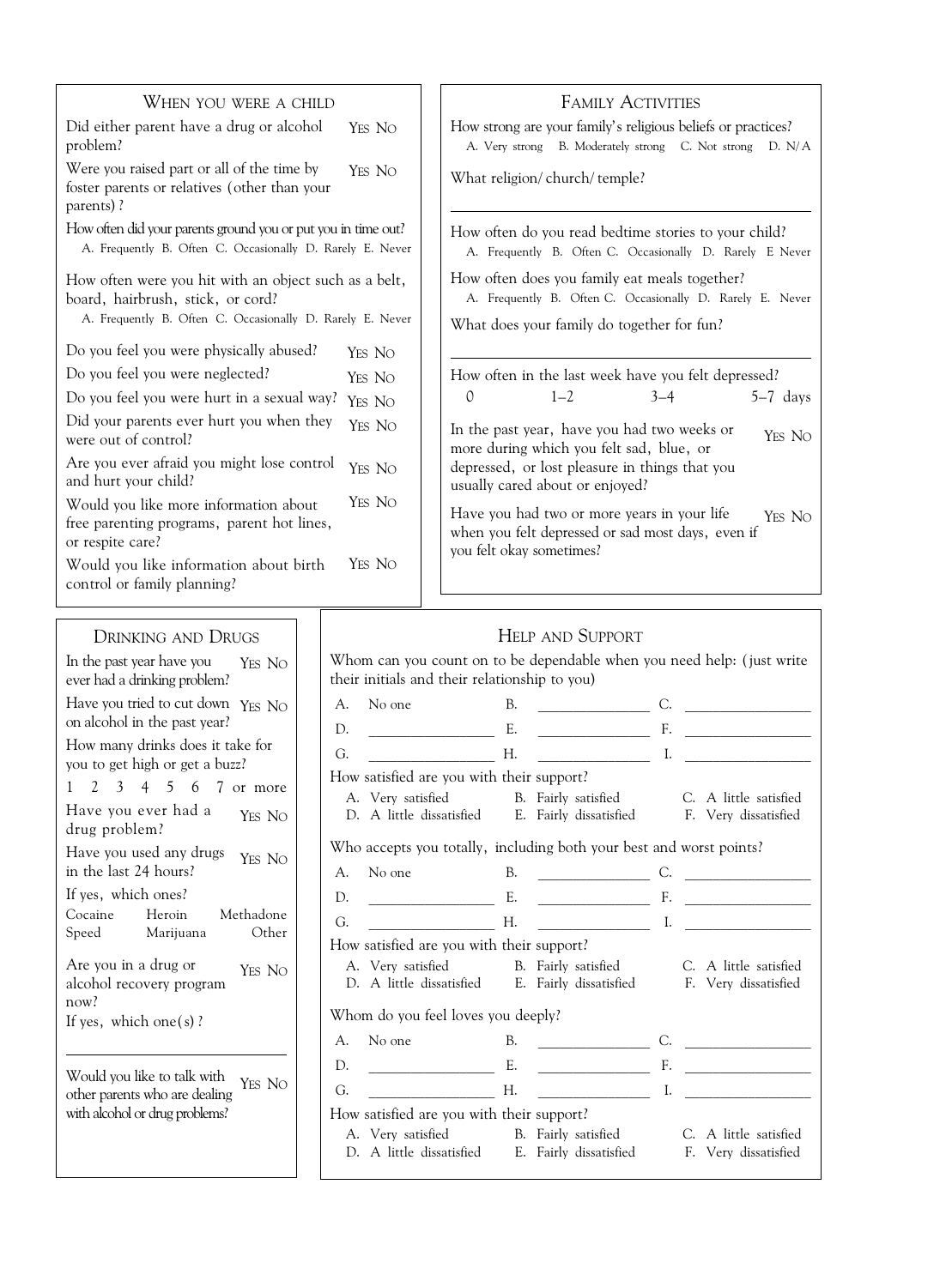## When you were a child

Did either parent have a drug or alcohol problem? YES NO

Were you raised part or all of the time by foster parents or relatives (other than your parents)? YES NO

How often did your parents ground you or put you in time out?
A. Frequently B. Often C. Occasionally D. Rarely E. Never

How often were you hit with an object such as a belt, board, hairbrush, stick, or cord?
A. Frequently B. Often C. Occasionally D. Rarely E. Never

Do you feel you were physically abused? YES NO

Do you feel you were neglected? YES NO

Do you feel you were hurt in a sexual way? YES NO

Did your parents ever hurt you when they were out of control? YES NO

Are you ever afraid you might lose control and hurt your child? YES NO

Would you like more information about free parenting programs, parent hot lines, or respite care? YES NO

Would you like information about birth control or family planning? YES NO

## Family Activities

How strong are your family's religious beliefs or practices?
A. Very strong B. Moderately strong C. Not strong D. N/A

What religion/church/temple?

______________________________

How often do you read bedtime stories to your child?
A. Frequently B. Often C. Occasionally D. Rarely E Never

How often does you family eat meals together?
A. Frequently B. Often C. Occasionally D. Rarely E. Never

What does your family do together for fun?

______________________________

How often in the last week have you felt depressed?
0 1–2 3–4 5–7 days

In the past year, have you had two weeks or more during which you felt sad, blue, or depressed, or lost pleasure in things that you usually cared about or enjoyed? YES NO

Have you had two or more years in your life when you felt depressed or sad most days, even if you felt okay sometimes? YES NO

## Drinking and Drugs

In the past year have you ever had a drinking problem? YES NO

Have you tried to cut down on alcohol in the past year? YES NO

How many drinks does it take for you to get high or get a buzz?
1 2 3 4 5 6 7 or more

Have you ever had a drug problem? YES NO

Have you used any drugs in the last 24 hours? YES NO

If yes, which ones?
Cocaine Heroin Methadone
Speed Marijuana Other

Are you in a drug or alcohol recovery program now? YES NO
If yes, which one(s)?

______________________________

Would you like to talk with other parents who are dealing with alcohol or drug problems? YES NO

## Help and Support

Whom can you count on to be dependable when you need help: (just write their initials and their relationship to you)

A. No one B. ________ C. ________
D. ________ E. ________ F. ________
G. ________ H. ________ I. ________

How satisfied are you with their support?
A. Very satisfied B. Fairly satisfied C. A little satisfied
D. A little dissatisfied E. Fairly dissatisfied F. Very dissatisfied

Who accepts you totally, including both your best and worst points?

A. No one B. ________ C. ________
D. ________ E. ________ F. ________
G. ________ H. ________ I. ________

How satisfied are you with their support?
A. Very satisfied B. Fairly satisfied C. A little satisfied
D. A little dissatisfied E. Fairly dissatisfied F. Very dissatisfied

Whom do you feel loves you deeply?

A. No one B. ________ C. ________
D. ________ E. ________ F. ________
G. ________ H. ________ I. ________

How satisfied are you with their support?
A. Very satisfied B. Fairly satisfied C. A little satisfied
D. A little dissatisfied E. Fairly dissatisfied F. Very dissatisfied